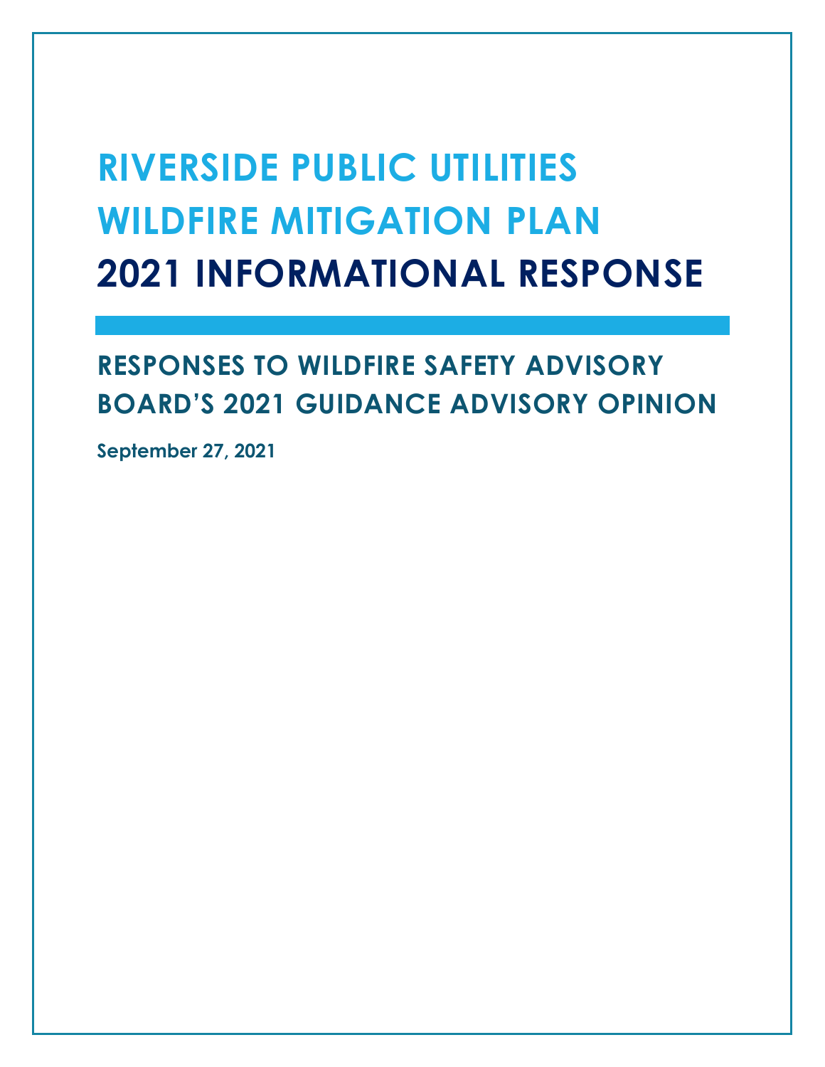# RIVERSIDE PUBLIC UTILITIES WILDFIRE MITIGATION PLAN
# 2021 INFORMATIONAL RESPONSE

## RESPONSES TO WILDFIRE SAFETY ADVISORY BOARD'S 2021 GUIDANCE ADVISORY OPINION

**September 27, 2021**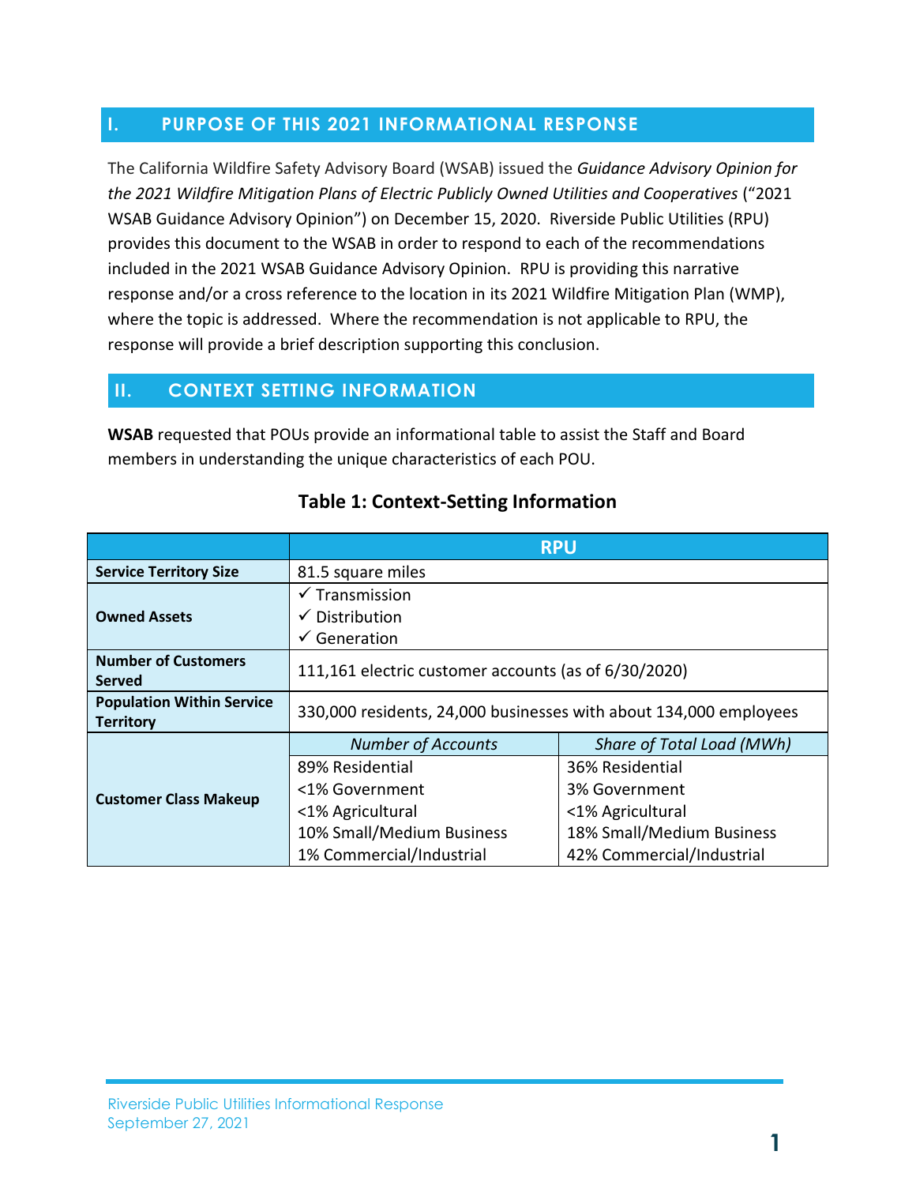## I. PURPOSE OF THIS 2021 INFORMATIONAL RESPONSE

The California Wildfire Safety Advisory Board (WSAB) issued the *Guidance Advisory Opinion for the 2021 Wildfire Mitigation Plans of Electric Publicly Owned Utilities and Cooperatives* ("2021 WSAB Guidance Advisory Opinion") on December 15, 2020. Riverside Public Utilities (RPU) provides this document to the WSAB in order to respond to each of the recommendations included in the 2021 WSAB Guidance Advisory Opinion. RPU is providing this narrative response and/or a cross reference to the location in its 2021 Wildfire Mitigation Plan (WMP), where the topic is addressed. Where the recommendation is not applicable to RPU, the response will provide a brief description supporting this conclusion.

## II. CONTEXT SETTING INFORMATION

**WSAB** requested that POUs provide an informational table to assist the Staff and Board members in understanding the unique characteristics of each POU.

**Table 1: Context-Setting Information**

| | RPU | |
|---|---|---|
| **Service Territory Size** | 81.5 square miles | |
| **Owned Assets** | ✓ Transmission<br>✓ Distribution<br>✓ Generation | |
| **Number of Customers Served** | 111,161 electric customer accounts (as of 6/30/2020) | |
| **Population Within Service Territory** | 330,000 residents, 24,000 businesses with about 134,000 employees | |
| **Customer Class Makeup** | *Number of Accounts* | *Share of Total Load (MWh)* |
| | 89% Residential<br><1% Government<br><1% Agricultural<br>10% Small/Medium Business<br>1% Commercial/Industrial | 36% Residential<br>3% Government<br><1% Agricultural<br>18% Small/Medium Business<br>42% Commercial/Industrial |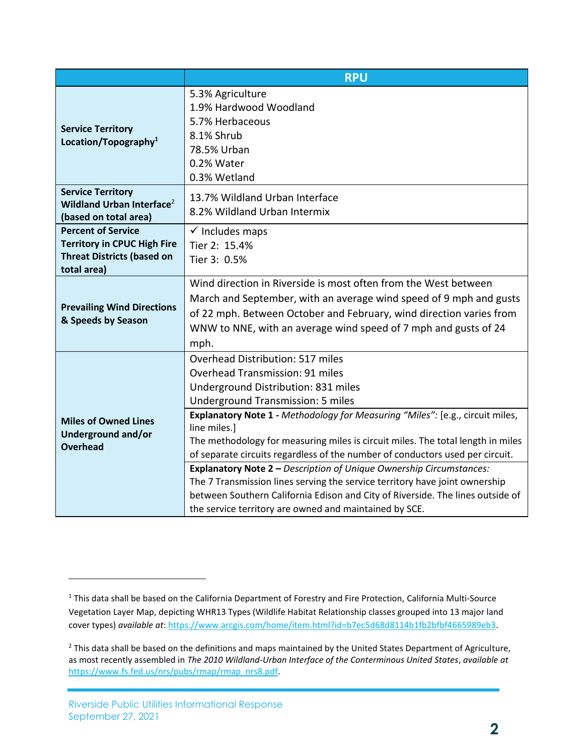| | RPU |
|---|---|
| **Service Territory Location/Topography**[1] | 5.3% Agriculture<br>1.9% Hardwood Woodland<br>5.7% Herbaceous<br>8.1% Shrub<br>78.5% Urban<br>0.2% Water<br>0.3% Wetland |
| **Service Territory Wildland Urban Interface**[2] **(based on total area)** | 13.7% Wildland Urban Interface<br>8.2% Wildland Urban Intermix |
| **Percent of Service Territory in CPUC High Fire Threat Districts (based on total area)** | ✓ Includes maps<br>Tier 2: 15.4%<br>Tier 3: 0.5% |
| **Prevailing Wind Directions & Speeds by Season** | Wind direction in Riverside is most often from the West between March and September, with an average wind speed of 9 mph and gusts of 22 mph. Between October and February, wind direction varies from WNW to NNE, with an average wind speed of 7 mph and gusts of 24 mph. |
| **Miles of Owned Lines Underground and/or Overhead** | Overhead Distribution: 517 miles<br>Overhead Transmission: 91 miles<br>Underground Distribution: 831 miles<br>Underground Transmission: 5 miles |
| | **Explanatory Note 1 -** *Methodology for Measuring "Miles":* [e.g., circuit miles, line miles.]<br>The methodology for measuring miles is circuit miles. The total length in miles of separate circuits regardless of the number of conductors used per circuit. |
| | **Explanatory Note 2 –** *Description of Unique Ownership Circumstances:*<br>The 7 Transmission lines serving the service territory have joint ownership between Southern California Edison and City of Riverside. The lines outside of the service territory are owned and maintained by SCE. |

[1] This data shall be based on the California Department of Forestry and Fire Protection, California Multi-Source Vegetation Layer Map, depicting WHR13 Types (Wildlife Habitat Relationship classes grouped into 13 major land cover types) *available at*: https://www.arcgis.com/home/item.html?id=b7ec5d68d8114b1fb2bfbf4665989eb3.

[2] This data shall be based on the definitions and maps maintained by the United States Department of Agriculture, as most recently assembled in *The 2010 Wildland-Urban Interface of the Conterminous United States*, *available at* https://www.fs.fed.us/nrs/pubs/rmap/rmap_nrs8.pdf.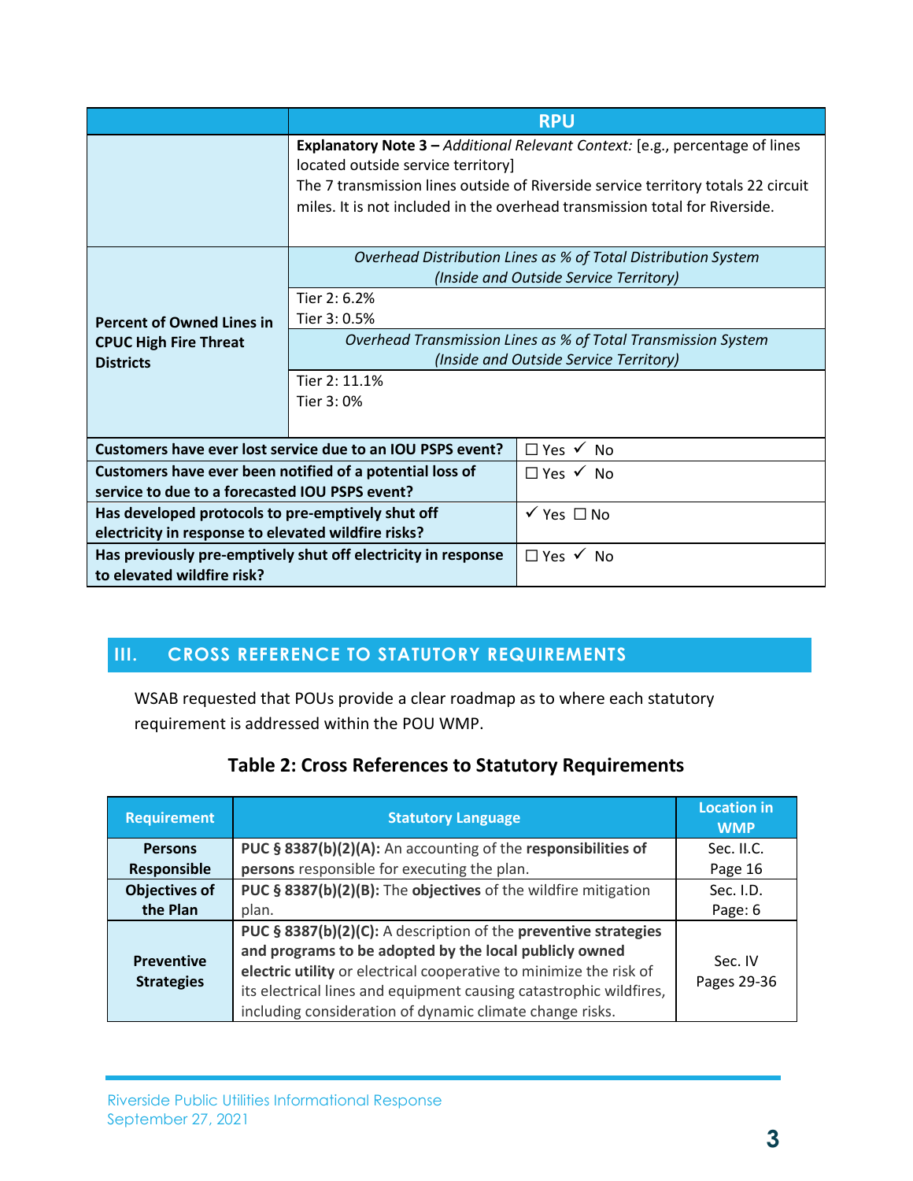| | RPU | |
|---|---|---|
| | **Explanatory Note 3 –** *Additional Relevant Context:* [e.g., percentage of lines located outside service territory]<br>The 7 transmission lines outside of Riverside service territory totals 22 circuit miles. It is not included in the overhead transmission total for Riverside. | |
| **Percent of Owned Lines in CPUC High Fire Threat Districts** | *Overhead Distribution Lines as % of Total Distribution System (Inside and Outside Service Territory)* | |
| | Tier 2: 6.2%<br>Tier 3: 0.5% | |
| | *Overhead Transmission Lines as % of Total Transmission System (Inside and Outside Service Territory)* | |
| | Tier 2: 11.1%<br>Tier 3: 0% | |
| **Customers have ever lost service due to an IOU PSPS event?** | | ☐ Yes ✓ No |
| **Customers have ever been notified of a potential loss of service to due to a forecasted IOU PSPS event?** | | ☐ Yes ✓ No |
| **Has developed protocols to pre-emptively shut off electricity in response to elevated wildfire risks?** | | ✓ Yes ☐ No |
| **Has previously pre-emptively shut off electricity in response to elevated wildfire risk?** | | ☐ Yes ✓ No |

## III. CROSS REFERENCE TO STATUTORY REQUIREMENTS

WSAB requested that POUs provide a clear roadmap as to where each statutory requirement is addressed within the POU WMP.

### Table 2: Cross References to Statutory Requirements

| Requirement | Statutory Language | Location in WMP |
|---|---|---|
| **Persons Responsible** | **PUC § 8387(b)(2)(A):** An accounting of the **responsibilities of persons** responsible for executing the plan. | Sec. II.C.<br>Page 16 |
| **Objectives of the Plan** | **PUC § 8387(b)(2)(B):** The **objectives** of the wildfire mitigation plan. | Sec. I.D.<br>Page: 6 |
| **Preventive Strategies** | **PUC § 8387(b)(2)(C):** A description of the **preventive strategies and programs to be adopted by the local publicly owned electric utility** or electrical cooperative to minimize the risk of its electrical lines and equipment causing catastrophic wildfires, including consideration of dynamic climate change risks. | Sec. IV<br>Pages 29-36 |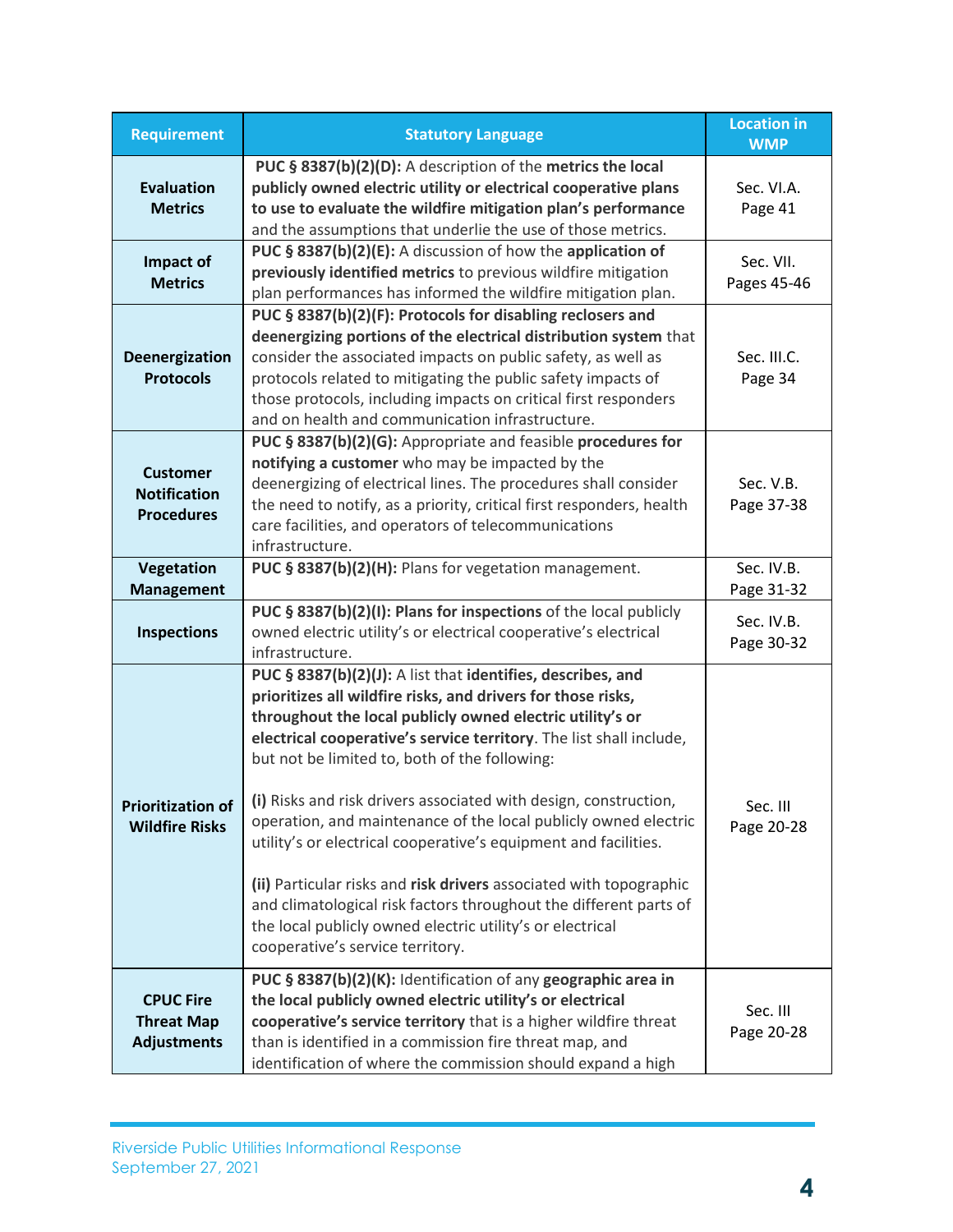| Requirement | Statutory Language | Location in WMP |
|---|---|---|
| **Evaluation Metrics** | **PUC § 8387(b)(2)(D):** A description of the **metrics the local publicly owned electric utility or electrical cooperative plans to use to evaluate the wildfire mitigation plan's performance** and the assumptions that underlie the use of those metrics. | Sec. VI.A. Page 41 |
| **Impact of Metrics** | **PUC § 8387(b)(2)(E):** A discussion of how the **application of previously identified metrics** to previous wildfire mitigation plan performances has informed the wildfire mitigation plan. | Sec. VII. Pages 45-46 |
| **Deenergization Protocols** | **PUC § 8387(b)(2)(F): Protocols for disabling reclosers and deenergizing portions of the electrical distribution system** that consider the associated impacts on public safety, as well as protocols related to mitigating the public safety impacts of those protocols, including impacts on critical first responders and on health and communication infrastructure. | Sec. III.C. Page 34 |
| **Customer Notification Procedures** | **PUC § 8387(b)(2)(G):** Appropriate and feasible **procedures for notifying a customer** who may be impacted by the deenergizing of electrical lines. The procedures shall consider the need to notify, as a priority, critical first responders, health care facilities, and operators of telecommunications infrastructure. | Sec. V.B. Page 37-38 |
| **Vegetation Management** | **PUC § 8387(b)(2)(H):** Plans for vegetation management. | Sec. IV.B. Page 31-32 |
| **Inspections** | **PUC § 8387(b)(2)(I): Plans for inspections** of the local publicly owned electric utility's or electrical cooperative's electrical infrastructure. | Sec. IV.B. Page 30-32 |
| **Prioritization of Wildfire Risks** | **PUC § 8387(b)(2)(J):** A list that **identifies, describes, and prioritizes all wildfire risks, and drivers for those risks, throughout the local publicly owned electric utility's or electrical cooperative's service territory**. The list shall include, but not be limited to, both of the following:<br><br>**(i)** Risks and risk drivers associated with design, construction, operation, and maintenance of the local publicly owned electric utility's or electrical cooperative's equipment and facilities.<br><br>**(ii)** Particular risks and **risk drivers** associated with topographic and climatological risk factors throughout the different parts of the local publicly owned electric utility's or electrical cooperative's service territory. | Sec. III Page 20-28 |
| **CPUC Fire Threat Map Adjustments** | **PUC § 8387(b)(2)(K):** Identification of any **geographic area in the local publicly owned electric utility's or electrical cooperative's service territory** that is a higher wildfire threat than is identified in a commission fire threat map, and identification of where the commission should expand a high | Sec. III Page 20-28 |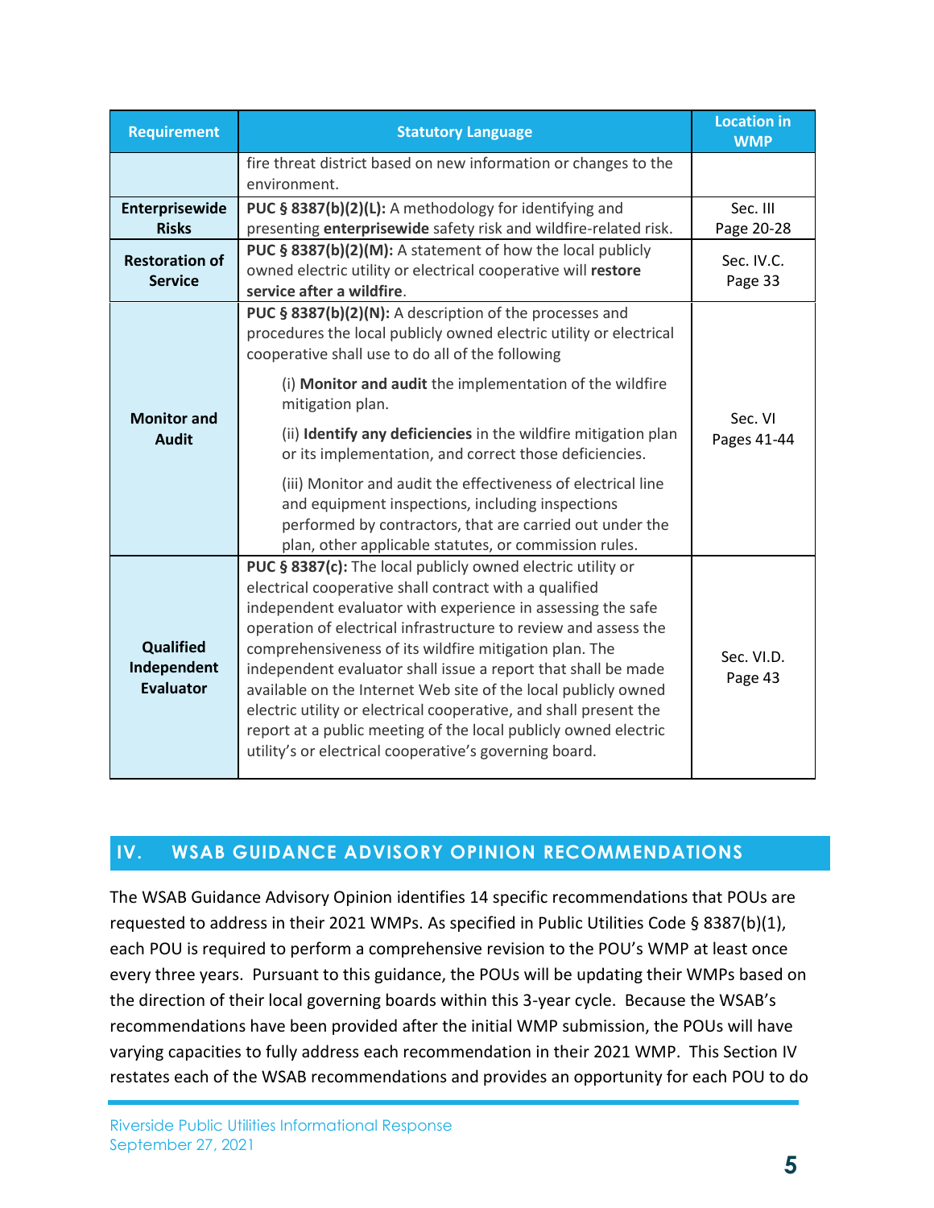| Requirement | Statutory Language | Location in WMP |
|---|---|---|
| | fire threat district based on new information or changes to the environment. | |
| **Enterprisewide Risks** | **PUC § 8387(b)(2)(L):** A methodology for identifying and presenting **enterprisewide** safety risk and wildfire-related risk. | Sec. III Page 20-28 |
| **Restoration of Service** | **PUC § 8387(b)(2)(M):** A statement of how the local publicly owned electric utility or electrical cooperative will **restore service after a wildfire**. | Sec. IV.C. Page 33 |
| **Monitor and Audit** | **PUC § 8387(b)(2)(N):** A description of the processes and procedures the local publicly owned electric utility or electrical cooperative shall use to do all of the following<br><br>(i) **Monitor and audit** the implementation of the wildfire mitigation plan.<br><br>(ii) **Identify any deficiencies** in the wildfire mitigation plan or its implementation, and correct those deficiencies.<br><br>(iii) Monitor and audit the effectiveness of electrical line and equipment inspections, including inspections performed by contractors, that are carried out under the plan, other applicable statutes, or commission rules. | Sec. VI Pages 41-44 |
| **Qualified Independent Evaluator** | **PUC § 8387(c):** The local publicly owned electric utility or electrical cooperative shall contract with a qualified independent evaluator with experience in assessing the safe operation of electrical infrastructure to review and assess the comprehensiveness of its wildfire mitigation plan. The independent evaluator shall issue a report that shall be made available on the Internet Web site of the local publicly owned electric utility or electrical cooperative, and shall present the report at a public meeting of the local publicly owned electric utility's or electrical cooperative's governing board. | Sec. VI.D. Page 43 |

## IV. WSAB GUIDANCE ADVISORY OPINION RECOMMENDATIONS

The WSAB Guidance Advisory Opinion identifies 14 specific recommendations that POUs are requested to address in their 2021 WMPs. As specified in Public Utilities Code § 8387(b)(1), each POU is required to perform a comprehensive revision to the POU's WMP at least once every three years. Pursuant to this guidance, the POUs will be updating their WMPs based on the direction of their local governing boards within this 3-year cycle. Because the WSAB's recommendations have been provided after the initial WMP submission, the POUs will have varying capacities to fully address each recommendation in their 2021 WMP. This Section IV restates each of the WSAB recommendations and provides an opportunity for each POU to do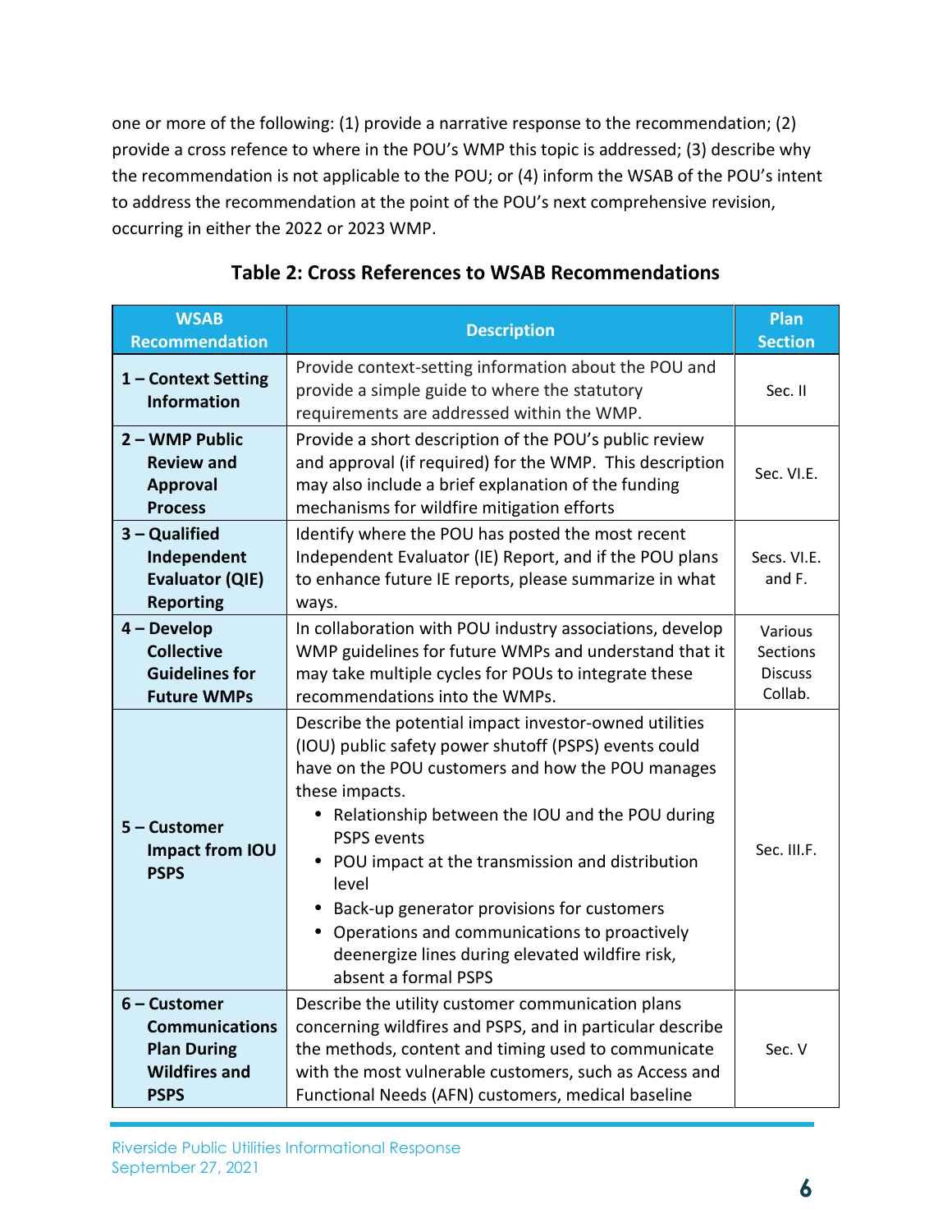one or more of the following: (1) provide a narrative response to the recommendation; (2) provide a cross refence to where in the POU's WMP this topic is addressed; (3) describe why the recommendation is not applicable to the POU; or (4) inform the WSAB of the POU's intent to address the recommendation at the point of the POU's next comprehensive revision, occurring in either the 2022 or 2023 WMP.

**Table 2: Cross References to WSAB Recommendations**

| WSAB Recommendation | Description | Plan Section |
|---|---|---|
| **1 – Context Setting Information** | Provide context-setting information about the POU and provide a simple guide to where the statutory requirements are addressed within the WMP. | Sec. II |
| **2 – WMP Public Review and Approval Process** | Provide a short description of the POU's public review and approval (if required) for the WMP. This description may also include a brief explanation of the funding mechanisms for wildfire mitigation efforts | Sec. VI.E. |
| **3 – Qualified Independent Evaluator (QIE) Reporting** | Identify where the POU has posted the most recent Independent Evaluator (IE) Report, and if the POU plans to enhance future IE reports, please summarize in what ways. | Secs. VI.E. and F. |
| **4 – Develop Collective Guidelines for Future WMPs** | In collaboration with POU industry associations, develop WMP guidelines for future WMPs and understand that it may take multiple cycles for POUs to integrate these recommendations into the WMPs. | Various Sections Discuss Collab. |
| **5 – Customer Impact from IOU PSPS** | Describe the potential impact investor-owned utilities (IOU) public safety power shutoff (PSPS) events could have on the POU customers and how the POU manages these impacts.<br>• Relationship between the IOU and the POU during PSPS events<br>• POU impact at the transmission and distribution level<br>• Back-up generator provisions for customers<br>• Operations and communications to proactively deenergize lines during elevated wildfire risk, absent a formal PSPS | Sec. III.F. |
| **6 – Customer Communications Plan During Wildfires and PSPS** | Describe the utility customer communication plans concerning wildfires and PSPS, and in particular describe the methods, content and timing used to communicate with the most vulnerable customers, such as Access and Functional Needs (AFN) customers, medical baseline | Sec. V |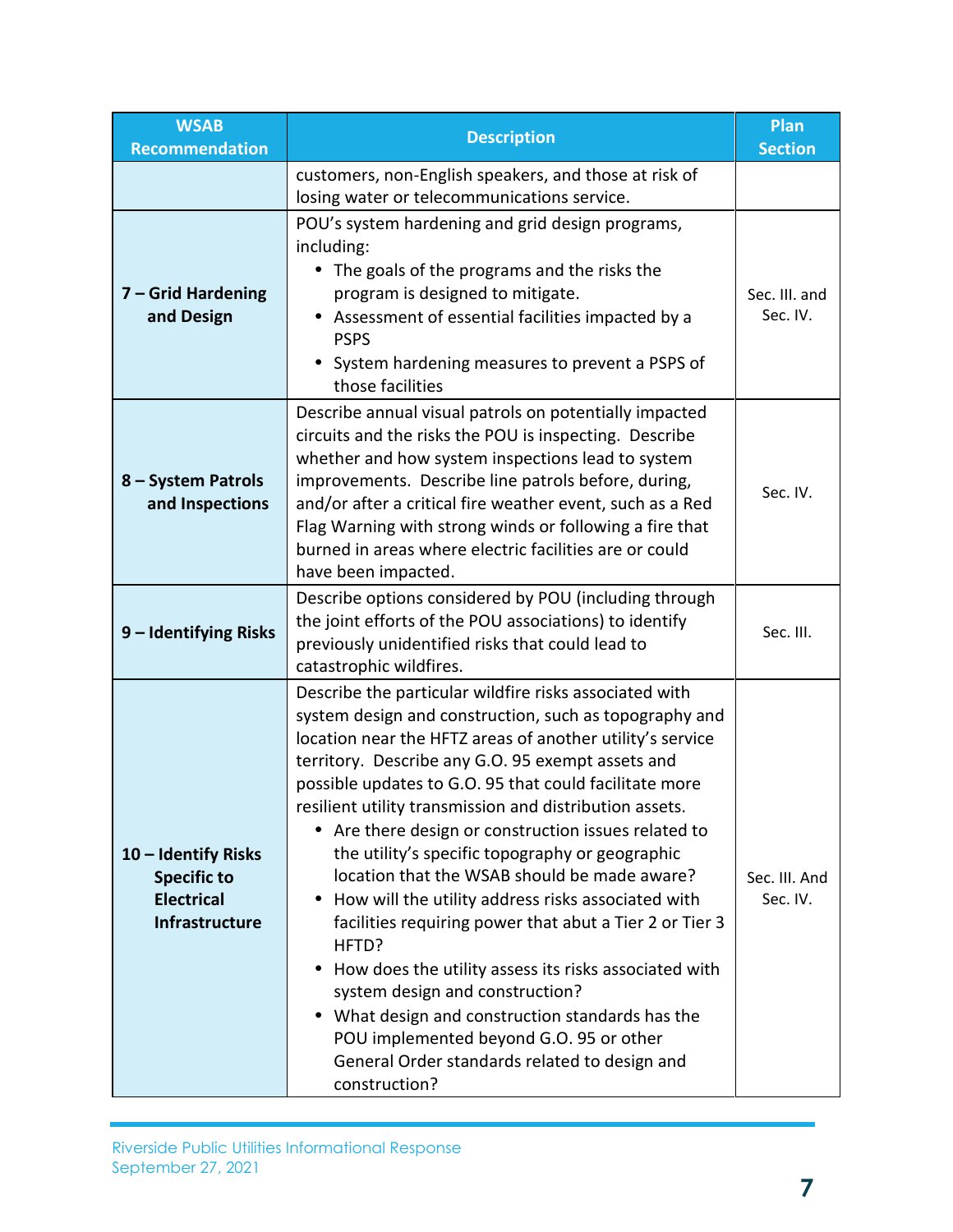| WSAB Recommendation | Description | Plan Section |
|---|---|---|
| | customers, non-English speakers, and those at risk of losing water or telecommunications service. | |
| **7 – Grid Hardening and Design** | POU's system hardening and grid design programs, including:<br>• The goals of the programs and the risks the program is designed to mitigate.<br>• Assessment of essential facilities impacted by a PSPS<br>• System hardening measures to prevent a PSPS of those facilities | Sec. III. and Sec. IV. |
| **8 – System Patrols and Inspections** | Describe annual visual patrols on potentially impacted circuits and the risks the POU is inspecting. Describe whether and how system inspections lead to system improvements. Describe line patrols before, during, and/or after a critical fire weather event, such as a Red Flag Warning with strong winds or following a fire that burned in areas where electric facilities are or could have been impacted. | Sec. IV. |
| **9 – Identifying Risks** | Describe options considered by POU (including through the joint efforts of the POU associations) to identify previously unidentified risks that could lead to catastrophic wildfires. | Sec. III. |
| **10 – Identify Risks Specific to Electrical Infrastructure** | Describe the particular wildfire risks associated with system design and construction, such as topography and location near the HFTZ areas of another utility's service territory. Describe any G.O. 95 exempt assets and possible updates to G.O. 95 that could facilitate more resilient utility transmission and distribution assets.<br>• Are there design or construction issues related to the utility's specific topography or geographic location that the WSAB should be made aware?<br>• How will the utility address risks associated with facilities requiring power that abut a Tier 2 or Tier 3 HFTD?<br>• How does the utility assess its risks associated with system design and construction?<br>• What design and construction standards has the POU implemented beyond G.O. 95 or other General Order standards related to design and construction? | Sec. III. And Sec. IV. |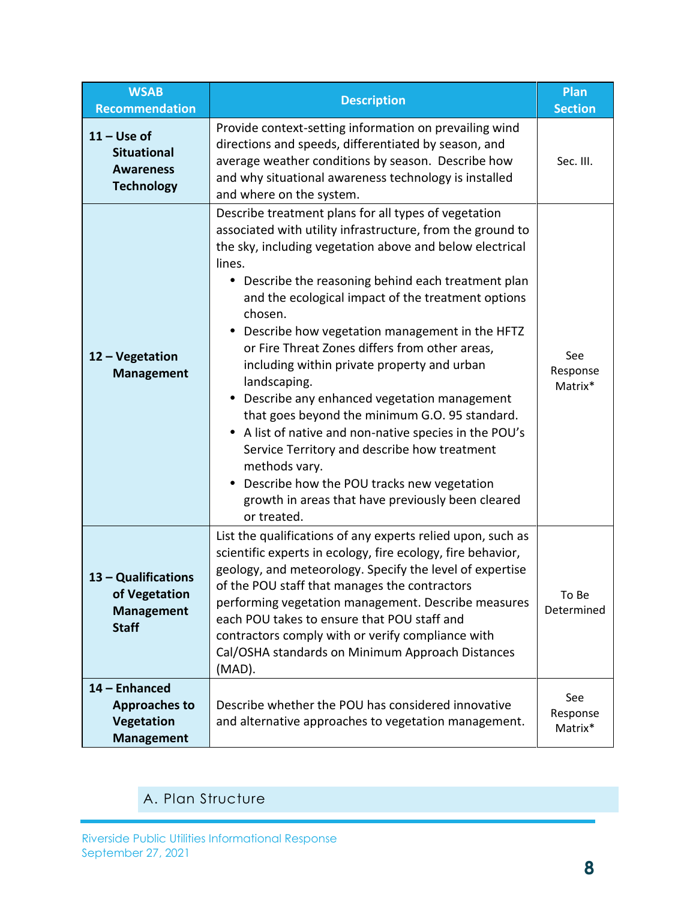| WSAB Recommendation | Description | Plan Section |
|---|---|---|
| **11 – Use of Situational Awareness Technology** | Provide context-setting information on prevailing wind directions and speeds, differentiated by season, and average weather conditions by season. Describe how and why situational awareness technology is installed and where on the system. | Sec. III. |
| **12 – Vegetation Management** | Describe treatment plans for all types of vegetation associated with utility infrastructure, from the ground to the sky, including vegetation above and below electrical lines.<br>• Describe the reasoning behind each treatment plan and the ecological impact of the treatment options chosen.<br>• Describe how vegetation management in the HFTZ or Fire Threat Zones differs from other areas, including within private property and urban landscaping.<br>• Describe any enhanced vegetation management that goes beyond the minimum G.O. 95 standard.<br>• A list of native and non-native species in the POU's Service Territory and describe how treatment methods vary.<br>• Describe how the POU tracks new vegetation growth in areas that have previously been cleared or treated. | See Response Matrix* |
| **13 – Qualifications of Vegetation Management Staff** | List the qualifications of any experts relied upon, such as scientific experts in ecology, fire ecology, fire behavior, geology, and meteorology. Specify the level of expertise of the POU staff that manages the contractors performing vegetation management. Describe measures each POU takes to ensure that POU staff and contractors comply with or verify compliance with Cal/OSHA standards on Minimum Approach Distances (MAD). | To Be Determined |
| **14 – Enhanced Approaches to Vegetation Management** | Describe whether the POU has considered innovative and alternative approaches to vegetation management. | See Response Matrix* |

## A. Plan Structure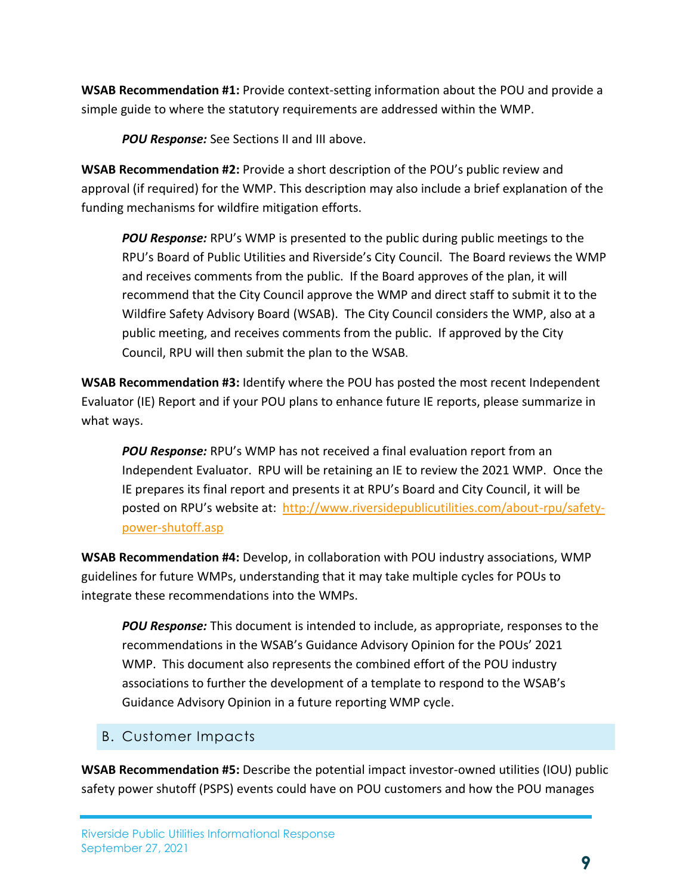**WSAB Recommendation #1:** Provide context-setting information about the POU and provide a simple guide to where the statutory requirements are addressed within the WMP.

> ***POU Response:*** See Sections II and III above.

**WSAB Recommendation #2:** Provide a short description of the POU's public review and approval (if required) for the WMP. This description may also include a brief explanation of the funding mechanisms for wildfire mitigation efforts.

> ***POU Response:*** RPU's WMP is presented to the public during public meetings to the RPU's Board of Public Utilities and Riverside's City Council. The Board reviews the WMP and receives comments from the public. If the Board approves of the plan, it will recommend that the City Council approve the WMP and direct staff to submit it to the Wildfire Safety Advisory Board (WSAB). The City Council considers the WMP, also at a public meeting, and receives comments from the public. If approved by the City Council, RPU will then submit the plan to the WSAB.

**WSAB Recommendation #3:** Identify where the POU has posted the most recent Independent Evaluator (IE) Report and if your POU plans to enhance future IE reports, please summarize in what ways.

> ***POU Response:*** RPU's WMP has not received a final evaluation report from an Independent Evaluator. RPU will be retaining an IE to review the 2021 WMP. Once the IE prepares its final report and presents it at RPU's Board and City Council, it will be posted on RPU's website at: [http://www.riversidepublicutilities.com/about-rpu/safety-power-shutoff.asp](http://www.riversidepublicutilities.com/about-rpu/safety-power-shutoff.asp)

**WSAB Recommendation #4:** Develop, in collaboration with POU industry associations, WMP guidelines for future WMPs, understanding that it may take multiple cycles for POUs to integrate these recommendations into the WMPs.

> ***POU Response:*** This document is intended to include, as appropriate, responses to the recommendations in the WSAB's Guidance Advisory Opinion for the POUs' 2021 WMP. This document also represents the combined effort of the POU industry associations to further the development of a template to respond to the WSAB's Guidance Advisory Opinion in a future reporting WMP cycle.

## B. Customer Impacts

**WSAB Recommendation #5:** Describe the potential impact investor-owned utilities (IOU) public safety power shutoff (PSPS) events could have on POU customers and how the POU manages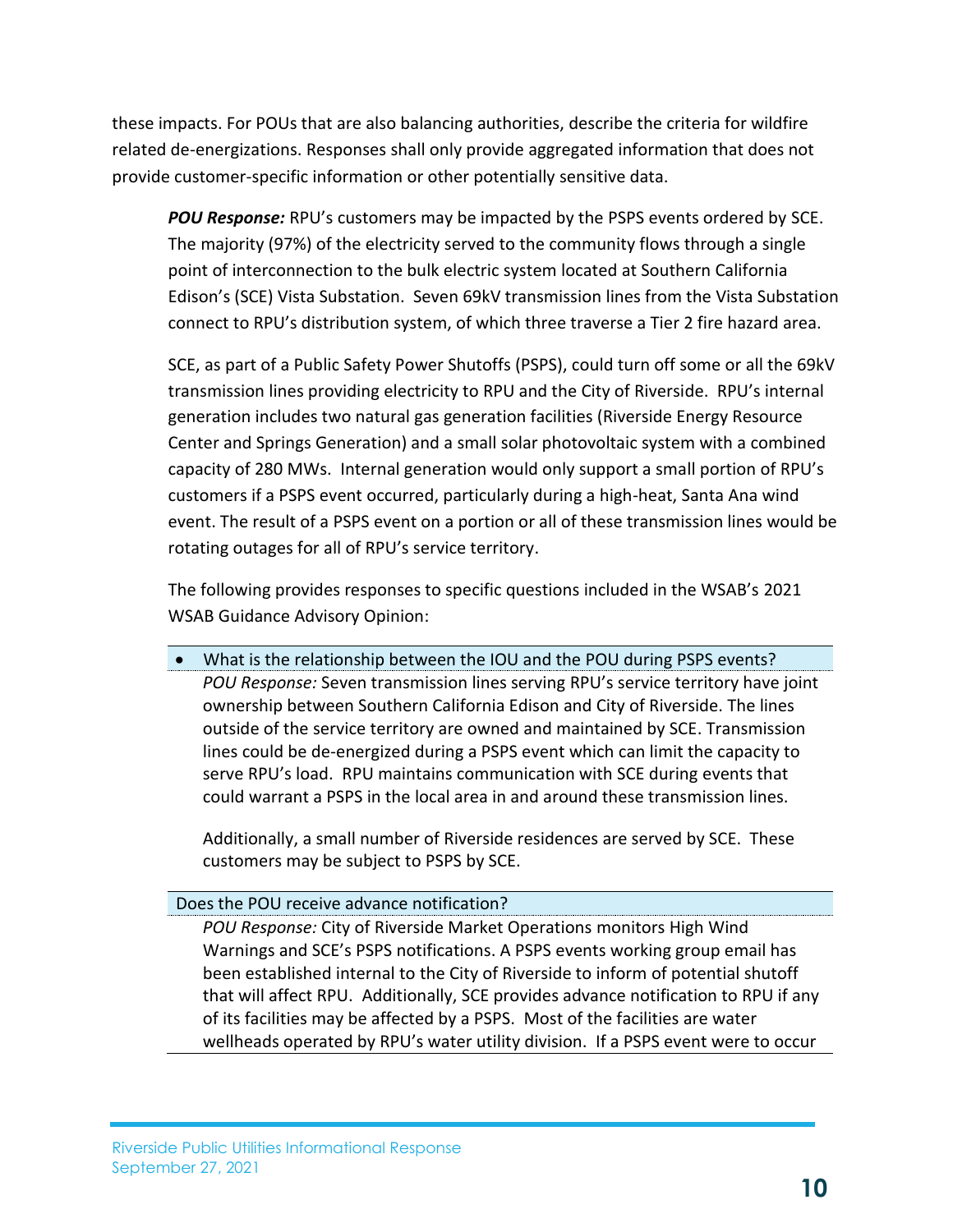these impacts. For POUs that are also balancing authorities, describe the criteria for wildfire related de-energizations. Responses shall only provide aggregated information that does not provide customer-specific information or other potentially sensitive data.

> ***POU Response:*** RPU's customers may be impacted by the PSPS events ordered by SCE. The majority (97%) of the electricity served to the community flows through a single point of interconnection to the bulk electric system located at Southern California Edison's (SCE) Vista Substation. Seven 69kV transmission lines from the Vista Substation connect to RPU's distribution system, of which three traverse a Tier 2 fire hazard area.
>
> SCE, as part of a Public Safety Power Shutoffs (PSPS), could turn off some or all the 69kV transmission lines providing electricity to RPU and the City of Riverside. RPU's internal generation includes two natural gas generation facilities (Riverside Energy Resource Center and Springs Generation) and a small solar photovoltaic system with a combined capacity of 280 MWs. Internal generation would only support a small portion of RPU's customers if a PSPS event occurred, particularly during a high-heat, Santa Ana wind event. The result of a PSPS event on a portion or all of these transmission lines would be rotating outages for all of RPU's service territory.
>
> The following provides responses to specific questions included in the WSAB's 2021 WSAB Guidance Advisory Opinion:

- What is the relationship between the IOU and the POU during PSPS events?

  *POU Response:* Seven transmission lines serving RPU's service territory have joint ownership between Southern California Edison and City of Riverside. The lines outside of the service territory are owned and maintained by SCE. Transmission lines could be de-energized during a PSPS event which can limit the capacity to serve RPU's load. RPU maintains communication with SCE during events that could warrant a PSPS in the local area in and around these transmission lines.

  Additionally, a small number of Riverside residences are served by SCE. These customers may be subject to PSPS by SCE.

Does the POU receive advance notification?

> *POU Response:* City of Riverside Market Operations monitors High Wind Warnings and SCE's PSPS notifications. A PSPS events working group email has been established internal to the City of Riverside to inform of potential shutoff that will affect RPU. Additionally, SCE provides advance notification to RPU if any of its facilities may be affected by a PSPS. Most of the facilities are water wellheads operated by RPU's water utility division. If a PSPS event were to occur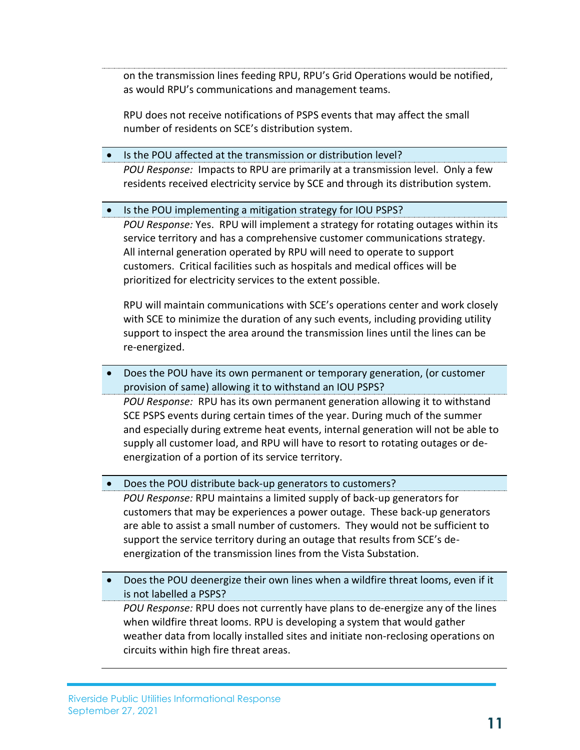on the transmission lines feeding RPU, RPU's Grid Operations would be notified, as would RPU's communications and management teams.

RPU does not receive notifications of PSPS events that may affect the small number of residents on SCE's distribution system.

- Is the POU affected at the transmission or distribution level?

*POU Response:* Impacts to RPU are primarily at a transmission level. Only a few residents received electricity service by SCE and through its distribution system.

- Is the POU implementing a mitigation strategy for IOU PSPS?

*POU Response:* Yes. RPU will implement a strategy for rotating outages within its service territory and has a comprehensive customer communications strategy. All internal generation operated by RPU will need to operate to support customers. Critical facilities such as hospitals and medical offices will be prioritized for electricity services to the extent possible.

RPU will maintain communications with SCE's operations center and work closely with SCE to minimize the duration of any such events, including providing utility support to inspect the area around the transmission lines until the lines can be re-energized.

- Does the POU have its own permanent or temporary generation, (or customer provision of same) allowing it to withstand an IOU PSPS?

*POU Response:* RPU has its own permanent generation allowing it to withstand SCE PSPS events during certain times of the year. During much of the summer and especially during extreme heat events, internal generation will not be able to supply all customer load, and RPU will have to resort to rotating outages or de-energization of a portion of its service territory.

- Does the POU distribute back-up generators to customers?

*POU Response:* RPU maintains a limited supply of back-up generators for customers that may be experiences a power outage. These back-up generators are able to assist a small number of customers. They would not be sufficient to support the service territory during an outage that results from SCE's de-energization of the transmission lines from the Vista Substation.

- Does the POU deenergize their own lines when a wildfire threat looms, even if it is not labelled a PSPS?

*POU Response:* RPU does not currently have plans to de-energize any of the lines when wildfire threat looms. RPU is developing a system that would gather weather data from locally installed sites and initiate non-reclosing operations on circuits within high fire threat areas.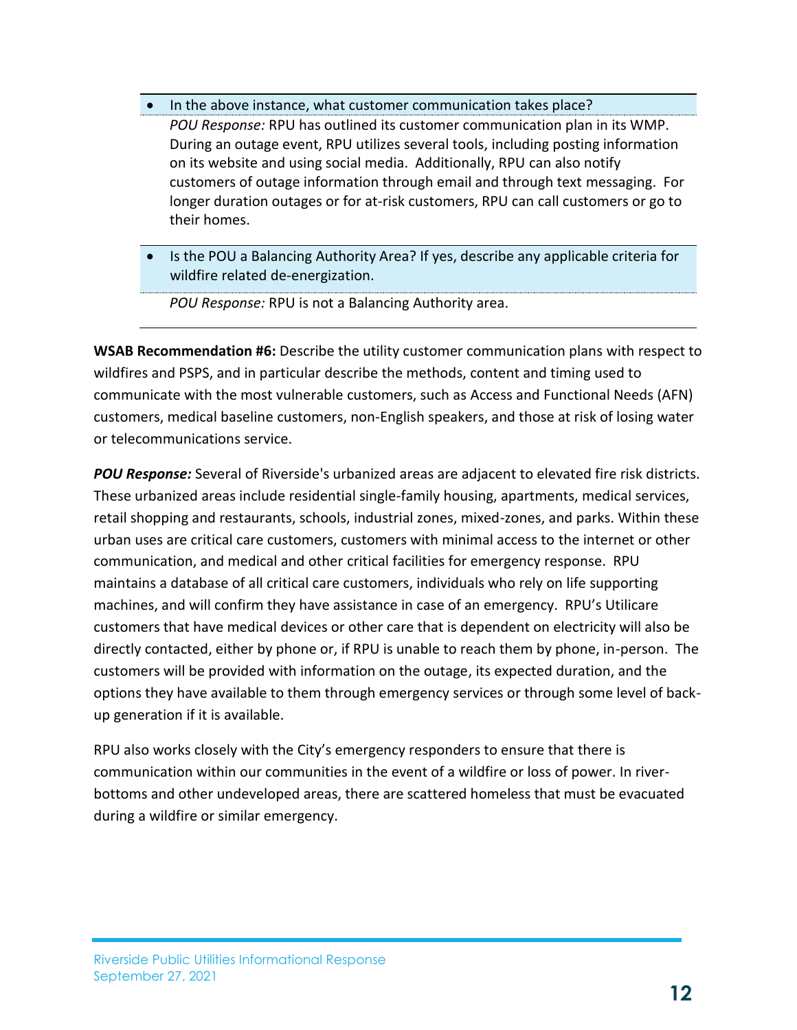- In the above instance, what customer communication takes place?

  *POU Response:* RPU has outlined its customer communication plan in its WMP. During an outage event, RPU utilizes several tools, including posting information on its website and using social media. Additionally, RPU can also notify customers of outage information through email and through text messaging. For longer duration outages or for at-risk customers, RPU can call customers or go to their homes.

- Is the POU a Balancing Authority Area? If yes, describe any applicable criteria for wildfire related de-energization.

  *POU Response:* RPU is not a Balancing Authority area.

**WSAB Recommendation #6:** Describe the utility customer communication plans with respect to wildfires and PSPS, and in particular describe the methods, content and timing used to communicate with the most vulnerable customers, such as Access and Functional Needs (AFN) customers, medical baseline customers, non-English speakers, and those at risk of losing water or telecommunications service.

***POU Response:*** Several of Riverside's urbanized areas are adjacent to elevated fire risk districts. These urbanized areas include residential single-family housing, apartments, medical services, retail shopping and restaurants, schools, industrial zones, mixed-zones, and parks. Within these urban uses are critical care customers, customers with minimal access to the internet or other communication, and medical and other critical facilities for emergency response. RPU maintains a database of all critical care customers, individuals who rely on life supporting machines, and will confirm they have assistance in case of an emergency. RPU's Utilicare customers that have medical devices or other care that is dependent on electricity will also be directly contacted, either by phone or, if RPU is unable to reach them by phone, in-person. The customers will be provided with information on the outage, its expected duration, and the options they have available to them through emergency services or through some level of back-up generation if it is available.

RPU also works closely with the City's emergency responders to ensure that there is communication within our communities in the event of a wildfire or loss of power. In river-bottoms and other undeveloped areas, there are scattered homeless that must be evacuated during a wildfire or similar emergency.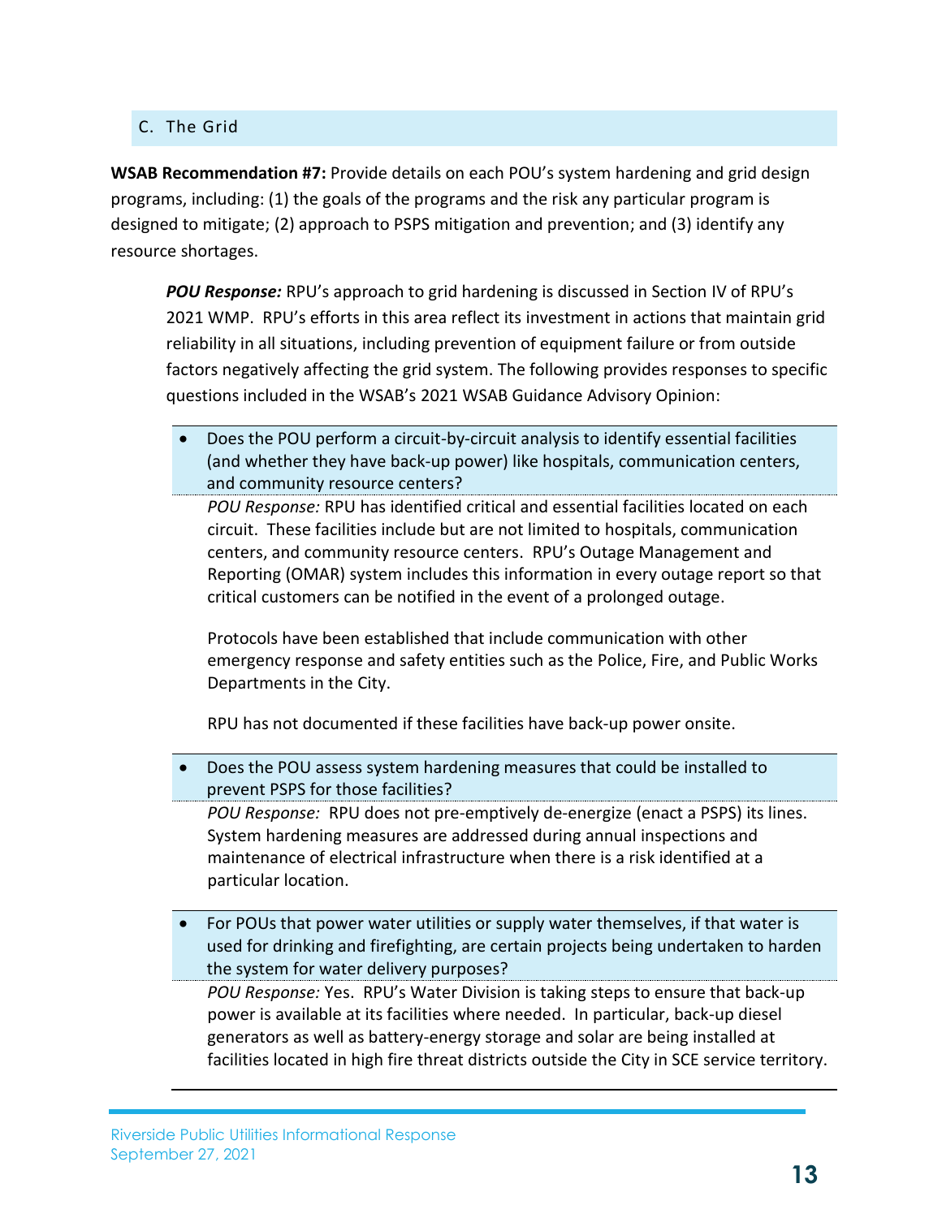## C. The Grid

**WSAB Recommendation #7:** Provide details on each POU's system hardening and grid design programs, including: (1) the goals of the programs and the risk any particular program is designed to mitigate; (2) approach to PSPS mitigation and prevention; and (3) identify any resource shortages.

> ***POU Response:*** RPU's approach to grid hardening is discussed in Section IV of RPU's 2021 WMP. RPU's efforts in this area reflect its investment in actions that maintain grid reliability in all situations, including prevention of equipment failure or from outside factors negatively affecting the grid system. The following provides responses to specific questions included in the WSAB's 2021 WSAB Guidance Advisory Opinion:

- Does the POU perform a circuit-by-circuit analysis to identify essential facilities (and whether they have back-up power) like hospitals, communication centers, and community resource centers?

  *POU Response:* RPU has identified critical and essential facilities located on each circuit. These facilities include but are not limited to hospitals, communication centers, and community resource centers. RPU's Outage Management and Reporting (OMAR) system includes this information in every outage report so that critical customers can be notified in the event of a prolonged outage.

  Protocols have been established that include communication with other emergency response and safety entities such as the Police, Fire, and Public Works Departments in the City.

  RPU has not documented if these facilities have back-up power onsite.

- Does the POU assess system hardening measures that could be installed to prevent PSPS for those facilities?

  *POU Response:* RPU does not pre-emptively de-energize (enact a PSPS) its lines. System hardening measures are addressed during annual inspections and maintenance of electrical infrastructure when there is a risk identified at a particular location.

- For POUs that power water utilities or supply water themselves, if that water is used for drinking and firefighting, are certain projects being undertaken to harden the system for water delivery purposes?

  *POU Response:* Yes. RPU's Water Division is taking steps to ensure that back-up power is available at its facilities where needed. In particular, back-up diesel generators as well as battery-energy storage and solar are being installed at facilities located in high fire threat districts outside the City in SCE service territory.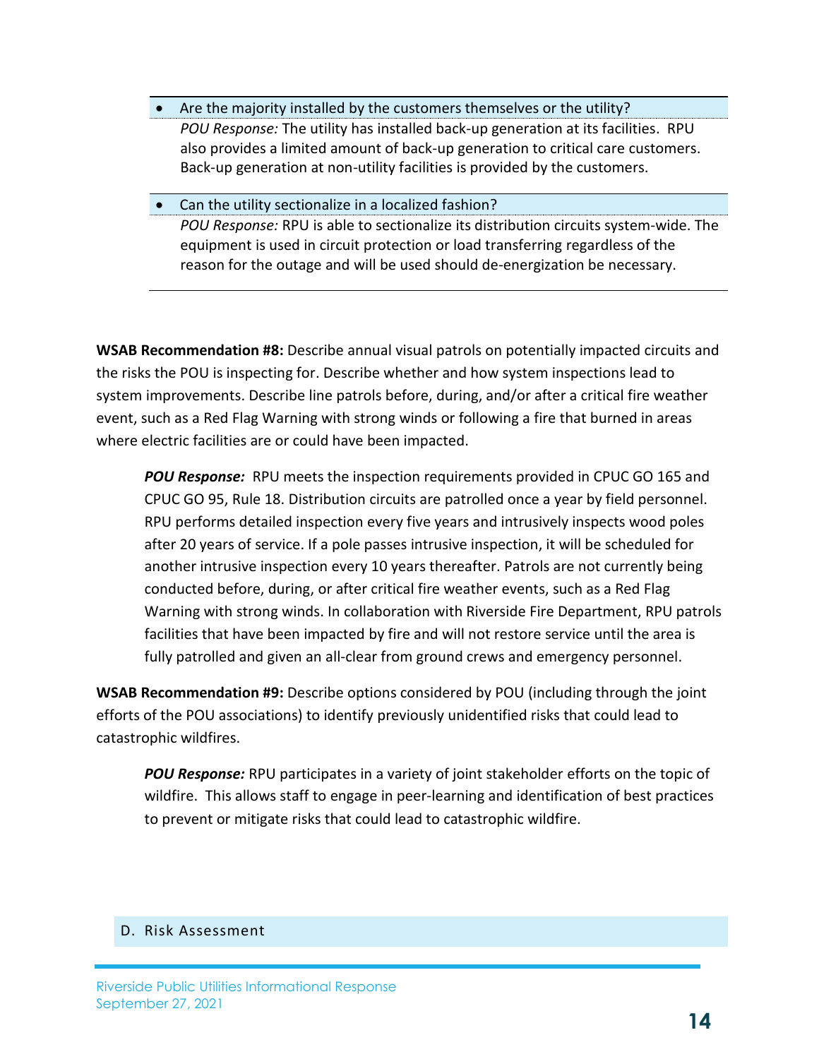- Are the majority installed by the customers themselves or the utility?

  *POU Response:* The utility has installed back-up generation at its facilities. RPU also provides a limited amount of back-up generation to critical care customers. Back-up generation at non-utility facilities is provided by the customers.

- Can the utility sectionalize in a localized fashion?

  *POU Response:* RPU is able to sectionalize its distribution circuits system-wide. The equipment is used in circuit protection or load transferring regardless of the reason for the outage and will be used should de-energization be necessary.

**WSAB Recommendation #8:** Describe annual visual patrols on potentially impacted circuits and the risks the POU is inspecting for. Describe whether and how system inspections lead to system improvements. Describe line patrols before, during, and/or after a critical fire weather event, such as a Red Flag Warning with strong winds or following a fire that burned in areas where electric facilities are or could have been impacted.

> ***POU Response:*** RPU meets the inspection requirements provided in CPUC GO 165 and CPUC GO 95, Rule 18. Distribution circuits are patrolled once a year by field personnel. RPU performs detailed inspection every five years and intrusively inspects wood poles after 20 years of service. If a pole passes intrusive inspection, it will be scheduled for another intrusive inspection every 10 years thereafter. Patrols are not currently being conducted before, during, or after critical fire weather events, such as a Red Flag Warning with strong winds. In collaboration with Riverside Fire Department, RPU patrols facilities that have been impacted by fire and will not restore service until the area is fully patrolled and given an all-clear from ground crews and emergency personnel.

**WSAB Recommendation #9:** Describe options considered by POU (including through the joint efforts of the POU associations) to identify previously unidentified risks that could lead to catastrophic wildfires.

> ***POU Response:*** RPU participates in a variety of joint stakeholder efforts on the topic of wildfire. This allows staff to engage in peer-learning and identification of best practices to prevent or mitigate risks that could lead to catastrophic wildfire.

## D. Risk Assessment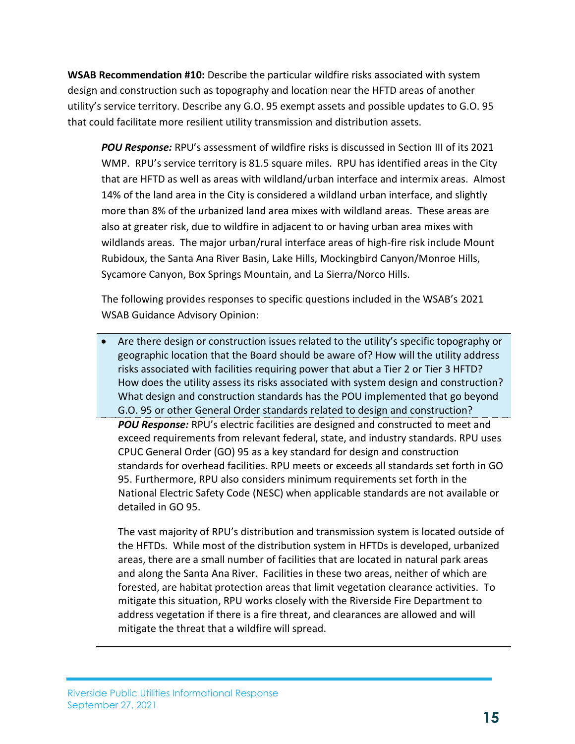**WSAB Recommendation #10:** Describe the particular wildfire risks associated with system design and construction such as topography and location near the HFTD areas of another utility's service territory. Describe any G.O. 95 exempt assets and possible updates to G.O. 95 that could facilitate more resilient utility transmission and distribution assets.

> ***POU Response:*** RPU's assessment of wildfire risks is discussed in Section III of its 2021 WMP. RPU's service territory is 81.5 square miles. RPU has identified areas in the City that are HFTD as well as areas with wildland/urban interface and intermix areas. Almost 14% of the land area in the City is considered a wildland urban interface, and slightly more than 8% of the urbanized land area mixes with wildland areas. These areas are also at greater risk, due to wildfire in adjacent to or having urban area mixes with wildlands areas. The major urban/rural interface areas of high-fire risk include Mount Rubidoux, the Santa Ana River Basin, Lake Hills, Mockingbird Canyon/Monroe Hills, Sycamore Canyon, Box Springs Mountain, and La Sierra/Norco Hills.
>
> The following provides responses to specific questions included in the WSAB's 2021 WSAB Guidance Advisory Opinion:

- Are there design or construction issues related to the utility's specific topography or geographic location that the Board should be aware of? How will the utility address risks associated with facilities requiring power that abut a Tier 2 or Tier 3 HFTD? How does the utility assess its risks associated with system design and construction? What design and construction standards has the POU implemented that go beyond G.O. 95 or other General Order standards related to design and construction?

  ***POU Response:*** RPU's electric facilities are designed and constructed to meet and exceed requirements from relevant federal, state, and industry standards. RPU uses CPUC General Order (GO) 95 as a key standard for design and construction standards for overhead facilities. RPU meets or exceeds all standards set forth in GO 95. Furthermore, RPU also considers minimum requirements set forth in the National Electric Safety Code (NESC) when applicable standards are not available or detailed in GO 95.

  The vast majority of RPU's distribution and transmission system is located outside of the HFTDs. While most of the distribution system in HFTDs is developed, urbanized areas, there are a small number of facilities that are located in natural park areas and along the Santa Ana River. Facilities in these two areas, neither of which are forested, are habitat protection areas that limit vegetation clearance activities. To mitigate this situation, RPU works closely with the Riverside Fire Department to address vegetation if there is a fire threat, and clearances are allowed and will mitigate the threat that a wildfire will spread.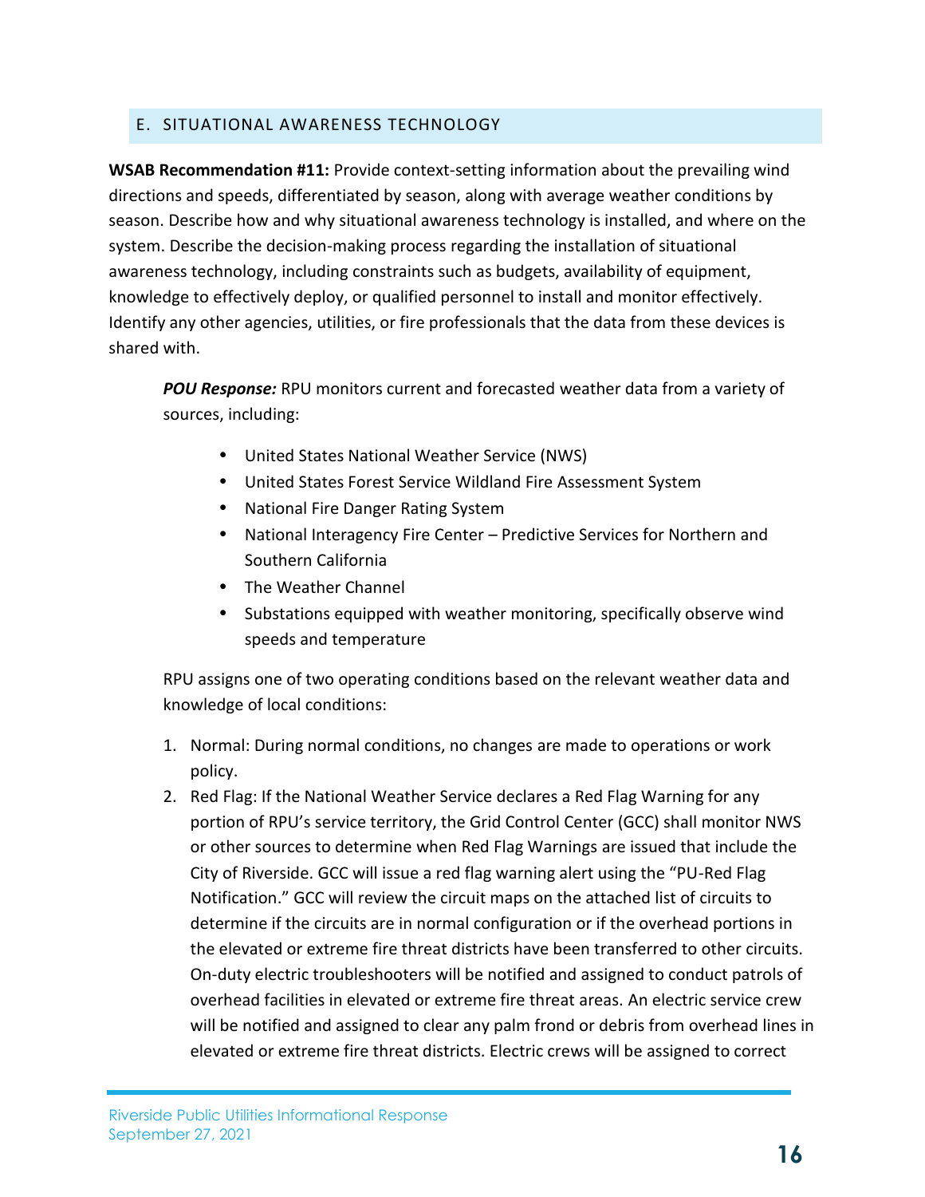## E. SITUATIONAL AWARENESS TECHNOLOGY

**WSAB Recommendation #11:** Provide context-setting information about the prevailing wind directions and speeds, differentiated by season, along with average weather conditions by season. Describe how and why situational awareness technology is installed, and where on the system. Describe the decision-making process regarding the installation of situational awareness technology, including constraints such as budgets, availability of equipment, knowledge to effectively deploy, or qualified personnel to install and monitor effectively. Identify any other agencies, utilities, or fire professionals that the data from these devices is shared with.

***POU Response:*** RPU monitors current and forecasted weather data from a variety of sources, including:

- United States National Weather Service (NWS)
- United States Forest Service Wildland Fire Assessment System
- National Fire Danger Rating System
- National Interagency Fire Center – Predictive Services for Northern and Southern California
- The Weather Channel
- Substations equipped with weather monitoring, specifically observe wind speeds and temperature

RPU assigns one of two operating conditions based on the relevant weather data and knowledge of local conditions:

1. Normal: During normal conditions, no changes are made to operations or work policy.
2. Red Flag: If the National Weather Service declares a Red Flag Warning for any portion of RPU's service territory, the Grid Control Center (GCC) shall monitor NWS or other sources to determine when Red Flag Warnings are issued that include the City of Riverside. GCC will issue a red flag warning alert using the "PU-Red Flag Notification." GCC will review the circuit maps on the attached list of circuits to determine if the circuits are in normal configuration or if the overhead portions in the elevated or extreme fire threat districts have been transferred to other circuits. On-duty electric troubleshooters will be notified and assigned to conduct patrols of overhead facilities in elevated or extreme fire threat areas. An electric service crew will be notified and assigned to clear any palm frond or debris from overhead lines in elevated or extreme fire threat districts. Electric crews will be assigned to correct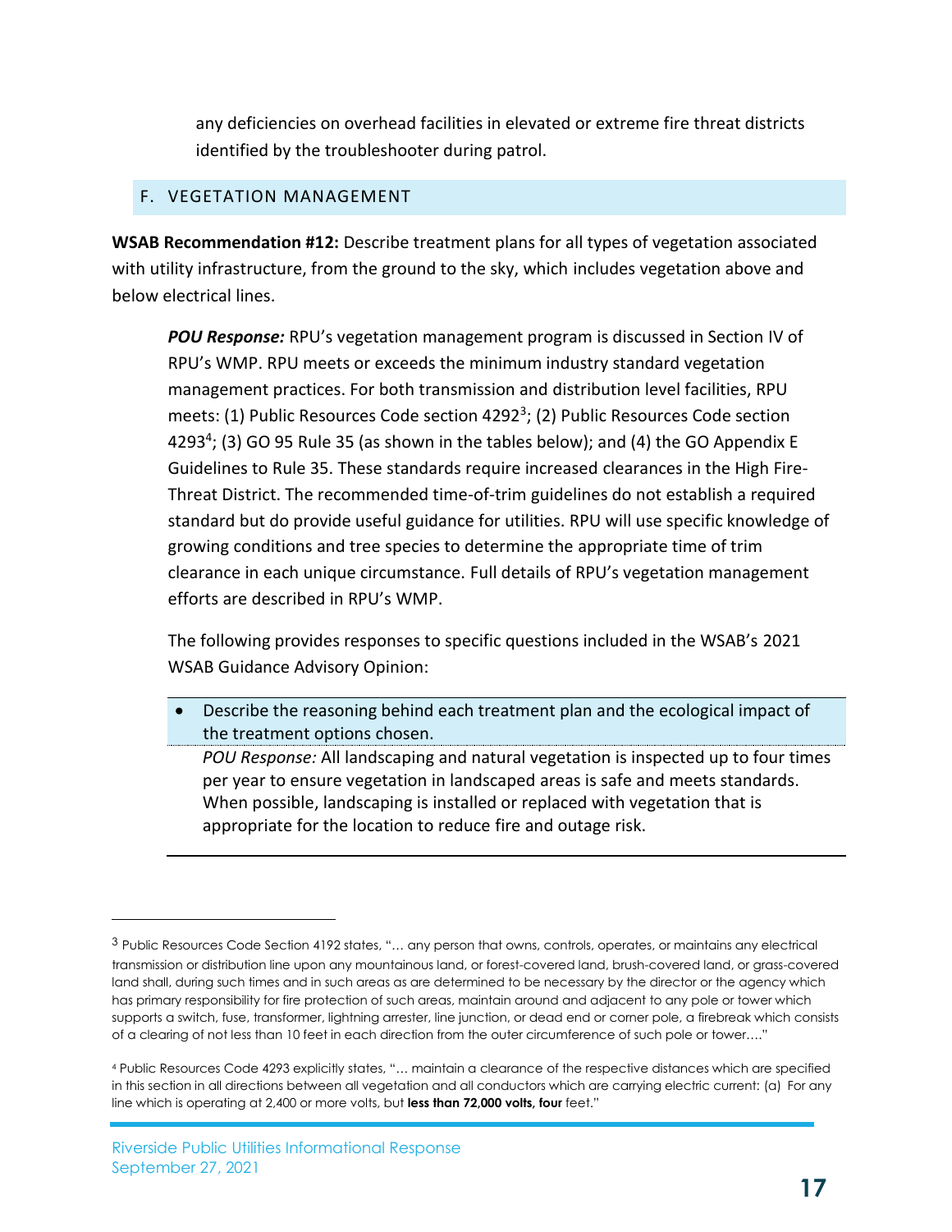any deficiencies on overhead facilities in elevated or extreme fire threat districts identified by the troubleshooter during patrol.

## F. VEGETATION MANAGEMENT

**WSAB Recommendation #12:** Describe treatment plans for all types of vegetation associated with utility infrastructure, from the ground to the sky, which includes vegetation above and below electrical lines.

> ***POU Response:*** RPU's vegetation management program is discussed in Section IV of RPU's WMP. RPU meets or exceeds the minimum industry standard vegetation management practices. For both transmission and distribution level facilities, RPU meets: (1) Public Resources Code section 4292[3]; (2) Public Resources Code section 4293[4]; (3) GO 95 Rule 35 (as shown in the tables below); and (4) the GO Appendix E Guidelines to Rule 35. These standards require increased clearances in the High Fire-Threat District. The recommended time-of-trim guidelines do not establish a required standard but do provide useful guidance for utilities. RPU will use specific knowledge of growing conditions and tree species to determine the appropriate time of trim clearance in each unique circumstance. Full details of RPU's vegetation management efforts are described in RPU's WMP.
>
> The following provides responses to specific questions included in the WSAB's 2021 WSAB Guidance Advisory Opinion:

- Describe the reasoning behind each treatment plan and the ecological impact of the treatment options chosen.

  *POU Response:* All landscaping and natural vegetation is inspected up to four times per year to ensure vegetation in landscaped areas is safe and meets standards. When possible, landscaping is installed or replaced with vegetation that is appropriate for the location to reduce fire and outage risk.

---

[3] Public Resources Code Section 4192 states, "… any person that owns, controls, operates, or maintains any electrical transmission or distribution line upon any mountainous land, or forest-covered land, brush-covered land, or grass-covered land shall, during such times and in such areas as are determined to be necessary by the director or the agency which has primary responsibility for fire protection of such areas, maintain around and adjacent to any pole or tower which supports a switch, fuse, transformer, lightning arrester, line junction, or dead end or corner pole, a firebreak which consists of a clearing of not less than 10 feet in each direction from the outer circumference of such pole or tower…."

[4] Public Resources Code 4293 explicitly states, "… maintain a clearance of the respective distances which are specified in this section in all directions between all vegetation and all conductors which are carrying electric current: (a) For any line which is operating at 2,400 or more volts, but **less than 72,000 volts, four** feet."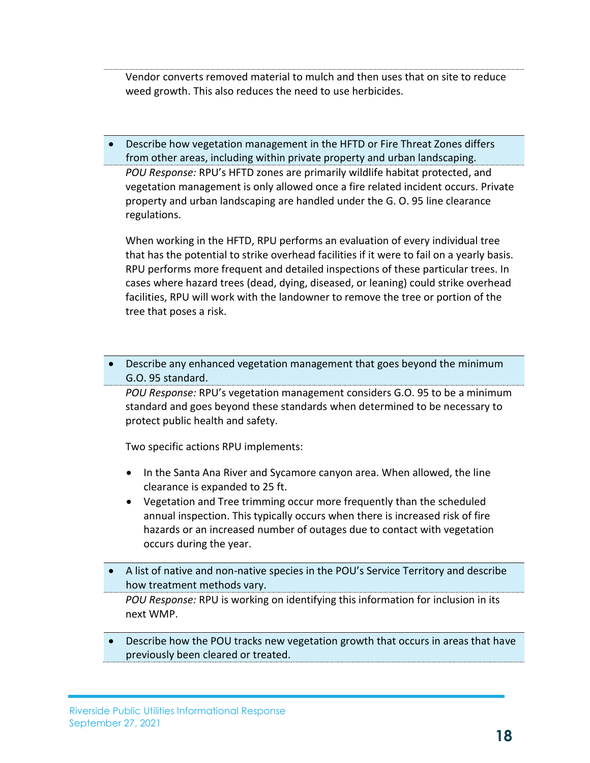Vendor converts removed material to mulch and then uses that on site to reduce weed growth. This also reduces the need to use herbicides.

- Describe how vegetation management in the HFTD or Fire Threat Zones differs from other areas, including within private property and urban landscaping.

*POU Response:* RPU's HFTD zones are primarily wildlife habitat protected, and vegetation management is only allowed once a fire related incident occurs. Private property and urban landscaping are handled under the G. O. 95 line clearance regulations.

When working in the HFTD, RPU performs an evaluation of every individual tree that has the potential to strike overhead facilities if it were to fail on a yearly basis. RPU performs more frequent and detailed inspections of these particular trees. In cases where hazard trees (dead, dying, diseased, or leaning) could strike overhead facilities, RPU will work with the landowner to remove the tree or portion of the tree that poses a risk.

- Describe any enhanced vegetation management that goes beyond the minimum G.O. 95 standard.

*POU Response:* RPU's vegetation management considers G.O. 95 to be a minimum standard and goes beyond these standards when determined to be necessary to protect public health and safety.

Two specific actions RPU implements:

- In the Santa Ana River and Sycamore canyon area. When allowed, the line clearance is expanded to 25 ft.
- Vegetation and Tree trimming occur more frequently than the scheduled annual inspection. This typically occurs when there is increased risk of fire hazards or an increased number of outages due to contact with vegetation occurs during the year.

- A list of native and non-native species in the POU's Service Territory and describe how treatment methods vary.

*POU Response:* RPU is working on identifying this information for inclusion in its next WMP.

- Describe how the POU tracks new vegetation growth that occurs in areas that have previously been cleared or treated.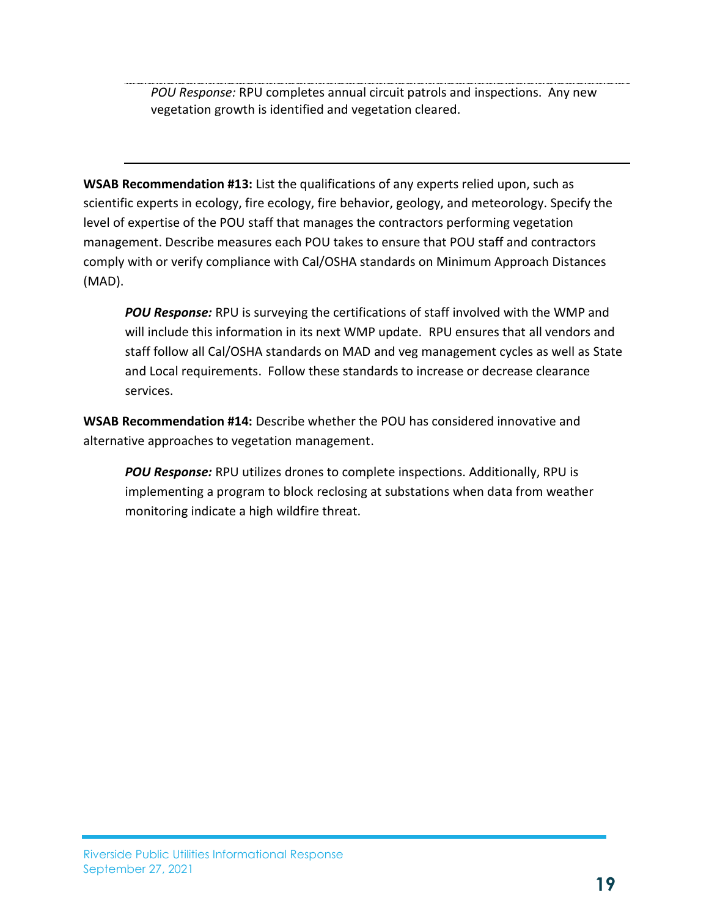*POU Response:* RPU completes annual circuit patrols and inspections. Any new vegetation growth is identified and vegetation cleared.

---

**WSAB Recommendation #13:** List the qualifications of any experts relied upon, such as scientific experts in ecology, fire ecology, fire behavior, geology, and meteorology. Specify the level of expertise of the POU staff that manages the contractors performing vegetation management. Describe measures each POU takes to ensure that POU staff and contractors comply with or verify compliance with Cal/OSHA standards on Minimum Approach Distances (MAD).

> ***POU Response:*** RPU is surveying the certifications of staff involved with the WMP and will include this information in its next WMP update. RPU ensures that all vendors and staff follow all Cal/OSHA standards on MAD and veg management cycles as well as State and Local requirements. Follow these standards to increase or decrease clearance services.

**WSAB Recommendation #14:** Describe whether the POU has considered innovative and alternative approaches to vegetation management.

> ***POU Response:*** RPU utilizes drones to complete inspections. Additionally, RPU is implementing a program to block reclosing at substations when data from weather monitoring indicate a high wildfire threat.